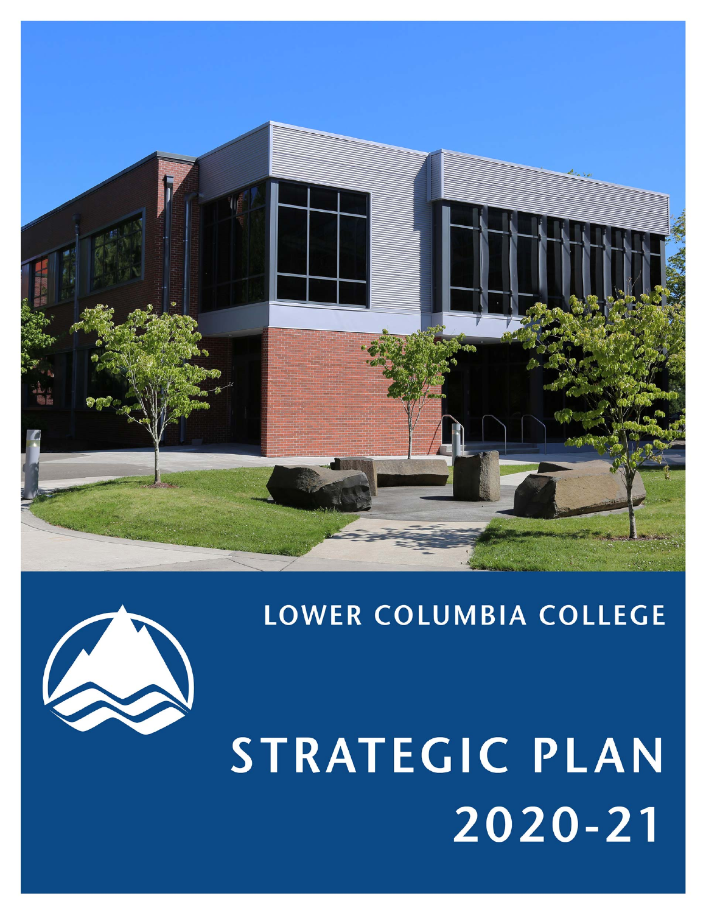# LOWER COLUMBIA COLLEGE

# STRATEGIC PLAN 2020-21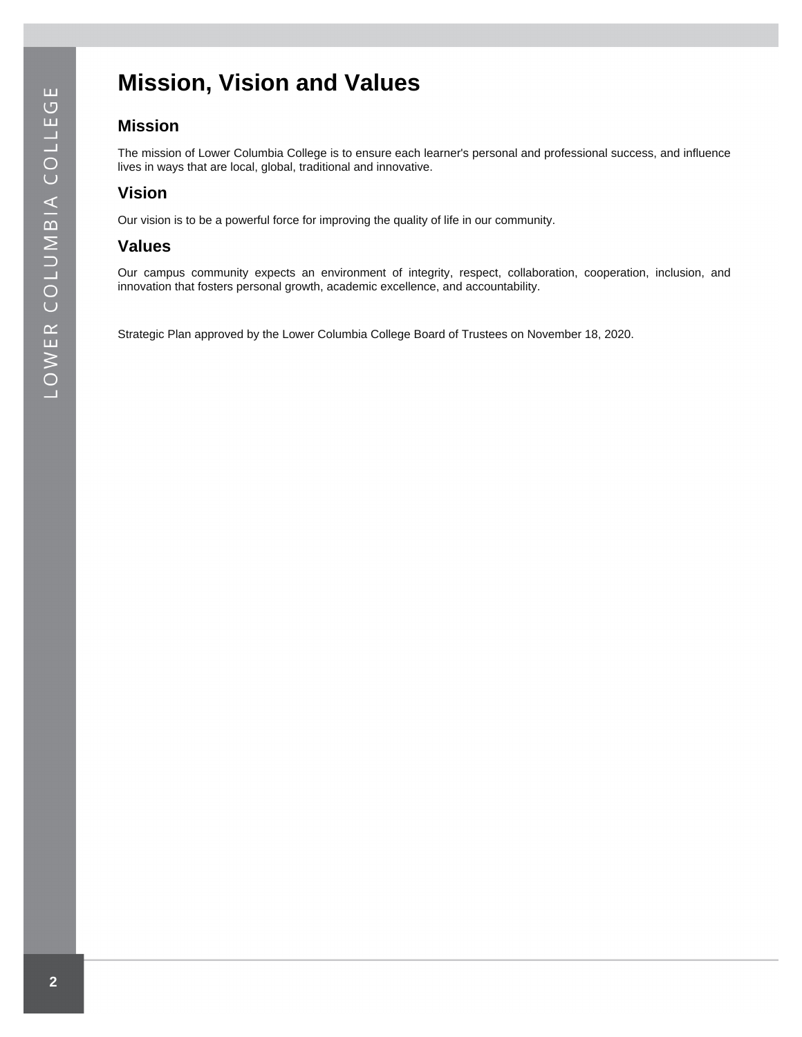# Mission, Vision and Values

## Mission

The mission of Lower Columbia College is to ensure each learner's personal and professional success, and influence lives in ways that are local, global, traditional and innovative.

## Vision

Our vision is to be a powerful force for improving the quality of life in our community.

## Values

Our campus community expects an environment of integrity, respect, collaboration, cooperation, inclusion, and innovation that fosters personal growth, academic excellence, and accountability.

Strategic Plan approved by the Lower Columbia College Board of Trustees on November 18, 2020.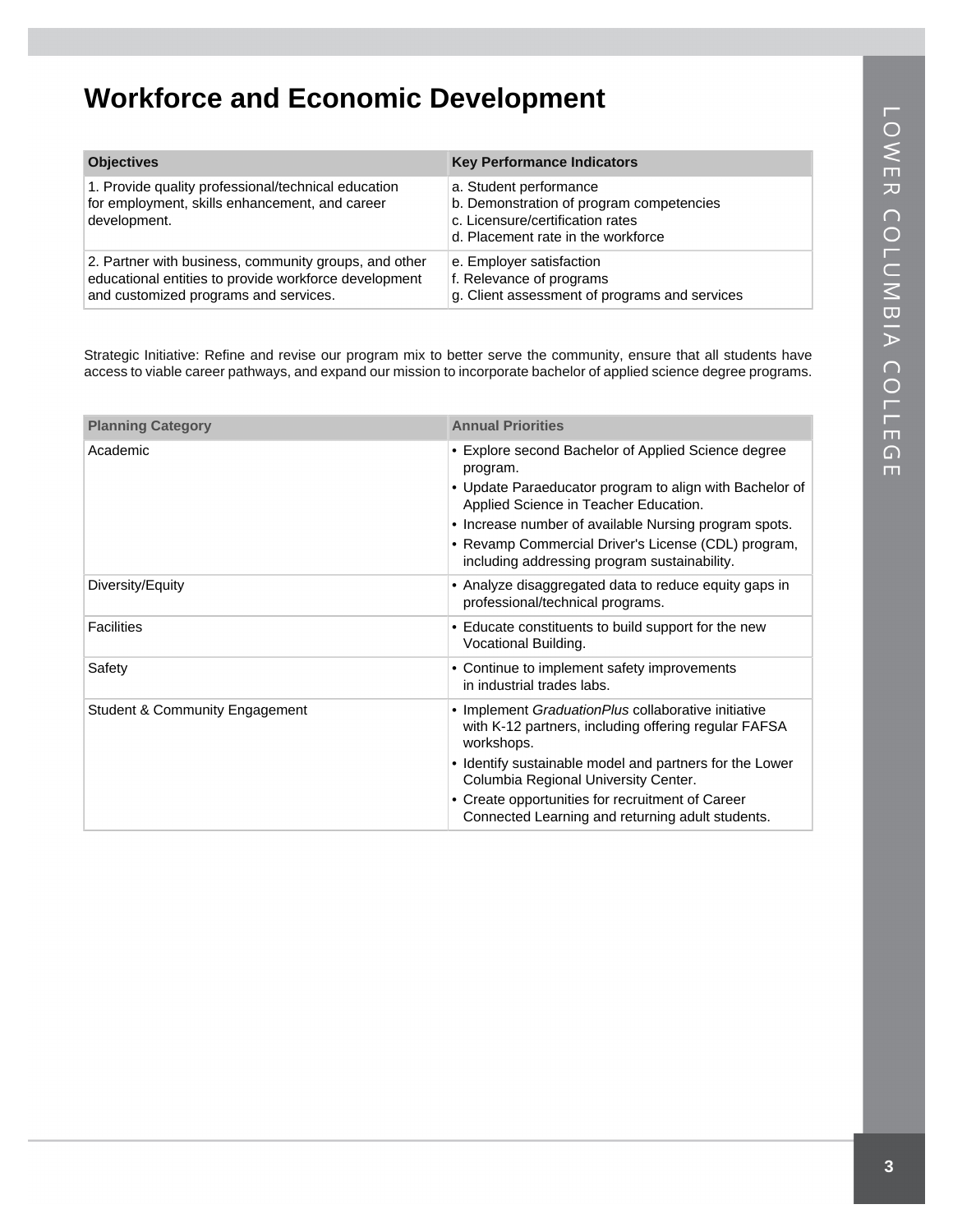# Workforce and Economic Development

| Objectives | Key Performance Indicators |
|---|---|
| 1. Provide quality professional/technical education for employment, skills enhancement, and career development. | a. Student performance<br>b. Demonstration of program competencies<br>c. Licensure/certification rates<br>d. Placement rate in the workforce |
| 2. Partner with business, community groups, and other educational entities to provide workforce development and customized programs and services. | e. Employer satisfaction<br>f. Relevance of programs<br>g. Client assessment of programs and services |

Strategic Initiative: Refine and revise our program mix to better serve the community, ensure that all students have access to viable career pathways, and expand our mission to incorporate bachelor of applied science degree programs.

| Planning Category | Annual Priorities |
|---|---|
| Academic | • Explore second Bachelor of Applied Science degree program.<br>• Update Paraeducator program to align with Bachelor of Applied Science in Teacher Education.<br>• Increase number of available Nursing program spots.<br>• Revamp Commercial Driver's License (CDL) program, including addressing program sustainability. |
| Diversity/Equity | • Analyze disaggregated data to reduce equity gaps in professional/technical programs. |
| Facilities | • Educate constituents to build support for the new Vocational Building. |
| Safety | • Continue to implement safety improvements in industrial trades labs. |
| Student & Community Engagement | • Implement *GraduationPlus* collaborative initiative with K-12 partners, including offering regular FAFSA workshops.<br>• Identify sustainable model and partners for the Lower Columbia Regional University Center.<br>• Create opportunities for recruitment of Career Connected Learning and returning adult students. |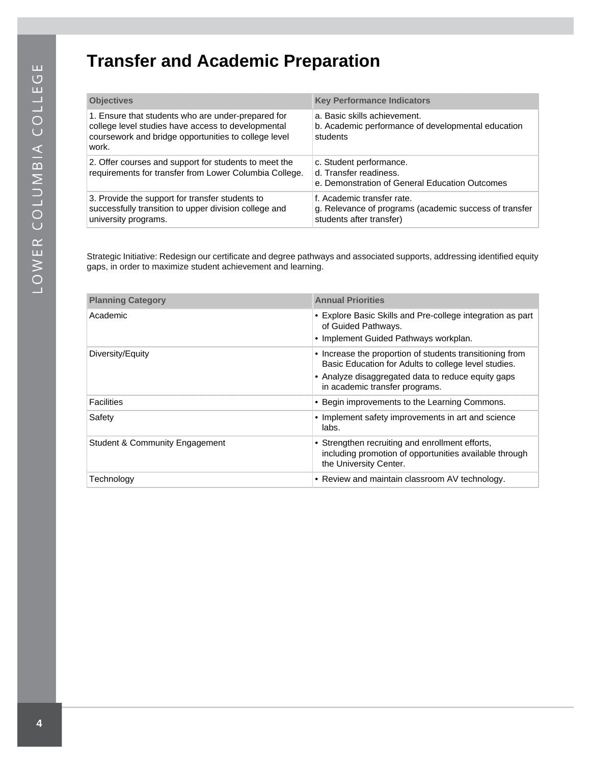# Transfer and Academic Preparation

| Objectives | Key Performance Indicators |
|---|---|
| 1. Ensure that students who are under-prepared for college level studies have access to developmental coursework and bridge opportunities to college level work. | a. Basic skills achievement.<br>b. Academic performance of developmental education students |
| 2. Offer courses and support for students to meet the requirements for transfer from Lower Columbia College. | c. Student performance.<br>d. Transfer readiness.<br>e. Demonstration of General Education Outcomes |
| 3. Provide the support for transfer students to successfully transition to upper division college and university programs. | f. Academic transfer rate.<br>g. Relevance of programs (academic success of transfer students after transfer) |

Strategic Initiative: Redesign our certificate and degree pathways and associated supports, addressing identified equity gaps, in order to maximize student achievement and learning.

| Planning Category | Annual Priorities |
|---|---|
| Academic | • Explore Basic Skills and Pre-college integration as part of Guided Pathways.<br>• Implement Guided Pathways workplan. |
| Diversity/Equity | • Increase the proportion of students transitioning from Basic Education for Adults to college level studies.<br>• Analyze disaggregated data to reduce equity gaps in academic transfer programs. |
| Facilities | • Begin improvements to the Learning Commons. |
| Safety | • Implement safety improvements in art and science labs. |
| Student & Community Engagement | • Strengthen recruiting and enrollment efforts, including promotion of opportunities available through the University Center. |
| Technology | • Review and maintain classroom AV technology. |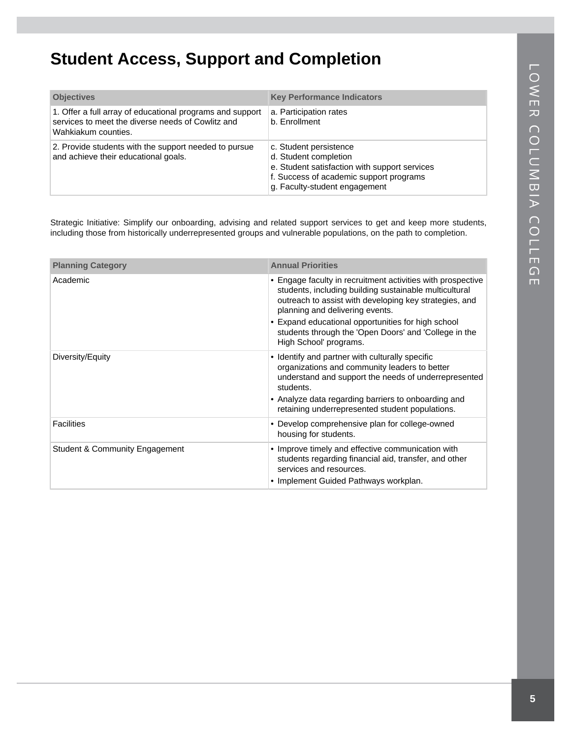# Student Access, Support and Completion

| Objectives | Key Performance Indicators |
|---|---|
| 1. Offer a full array of educational programs and support services to meet the diverse needs of Cowlitz and Wahkiakum counties. | a. Participation rates<br>b. Enrollment |
| 2. Provide students with the support needed to pursue and achieve their educational goals. | c. Student persistence<br>d. Student completion<br>e. Student satisfaction with support services<br>f. Success of academic support programs<br>g. Faculty-student engagement |

Strategic Initiative: Simplify our onboarding, advising and related support services to get and keep more students, including those from historically underrepresented groups and vulnerable populations, on the path to completion.

| Planning Category | Annual Priorities |
|---|---|
| Academic | • Engage faculty in recruitment activities with prospective students, including building sustainable multicultural outreach to assist with developing key strategies, and planning and delivering events.<br>• Expand educational opportunities for high school students through the 'Open Doors' and 'College in the High School' programs. |
| Diversity/Equity | • Identify and partner with culturally specific organizations and community leaders to better understand and support the needs of underrepresented students.<br>• Analyze data regarding barriers to onboarding and retaining underrepresented student populations. |
| Facilities | • Develop comprehensive plan for college-owned housing for students. |
| Student & Community Engagement | • Improve timely and effective communication with students regarding financial aid, transfer, and other services and resources.<br>• Implement Guided Pathways workplan. |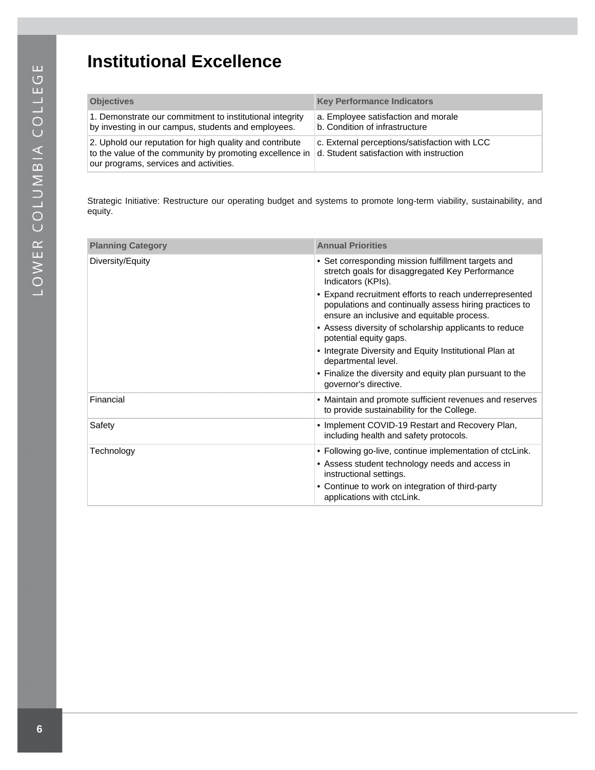# Institutional Excellence

| Objectives | Key Performance Indicators |
|---|---|
| 1. Demonstrate our commitment to institutional integrity by investing in our campus, students and employees. | a. Employee satisfaction and morale<br>b. Condition of infrastructure |
| 2. Uphold our reputation for high quality and contribute to the value of the community by promoting excellence in our programs, services and activities. | c. External perceptions/satisfaction with LCC<br>d. Student satisfaction with instruction |

Strategic Initiative: Restructure our operating budget and systems to promote long-term viability, sustainability, and equity.

| Planning Category | Annual Priorities |
|---|---|
| Diversity/Equity | • Set corresponding mission fulfillment targets and stretch goals for disaggregated Key Performance Indicators (KPIs).<br>• Expand recruitment efforts to reach underrepresented populations and continually assess hiring practices to ensure an inclusive and equitable process.<br>• Assess diversity of scholarship applicants to reduce potential equity gaps.<br>• Integrate Diversity and Equity Institutional Plan at departmental level.<br>• Finalize the diversity and equity plan pursuant to the governor's directive. |
| Financial | • Maintain and promote sufficient revenues and reserves to provide sustainability for the College. |
| Safety | • Implement COVID-19 Restart and Recovery Plan, including health and safety protocols. |
| Technology | • Following go-live, continue implementation of ctcLink.<br>• Assess student technology needs and access in instructional settings.<br>• Continue to work on integration of third-party applications with ctcLink. |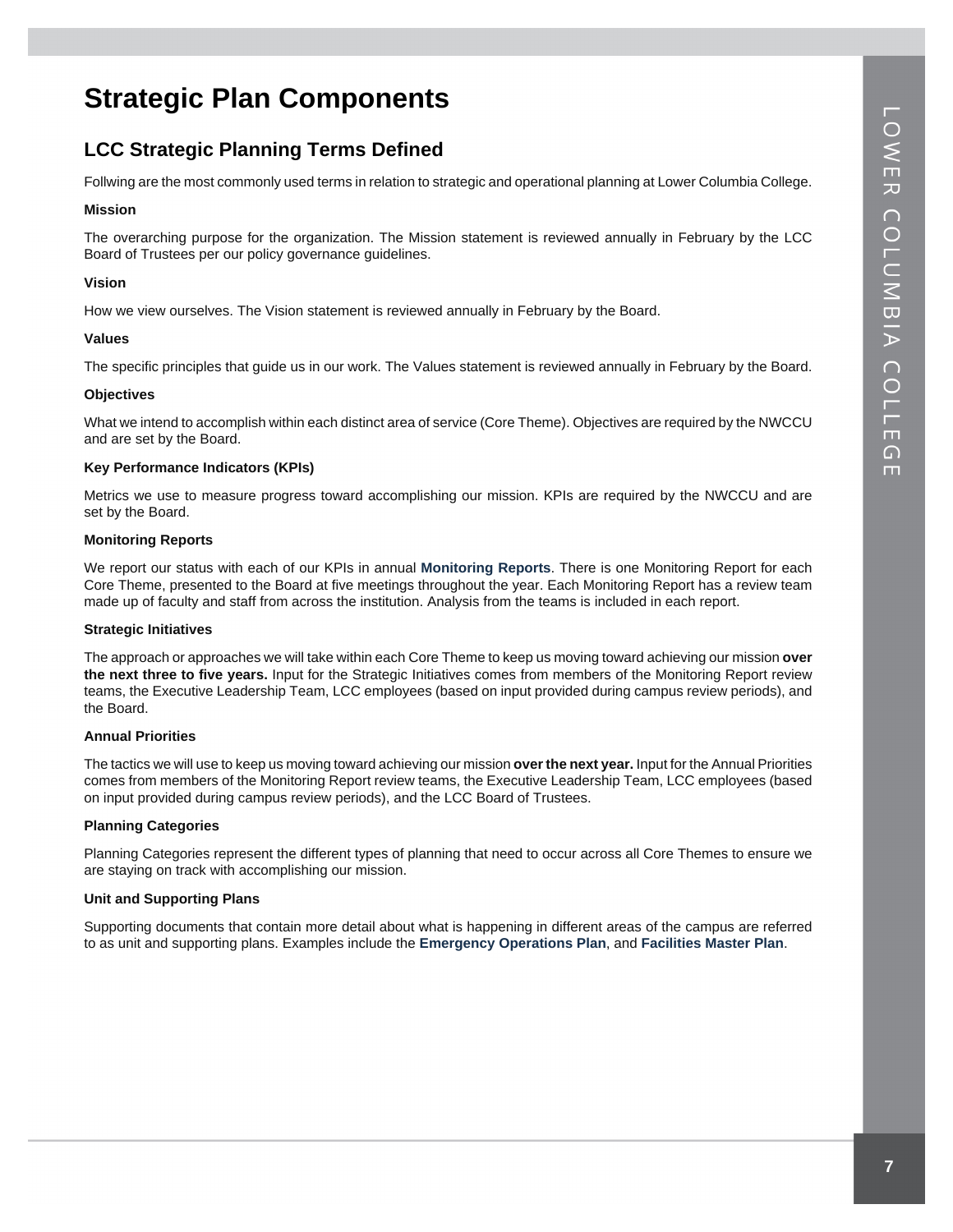# Strategic Plan Components

## LCC Strategic Planning Terms Defined

Follwing are the most commonly used terms in relation to strategic and operational planning at Lower Columbia College.

**Mission**

The overarching purpose for the organization. The Mission statement is reviewed annually in February by the LCC Board of Trustees per our policy governance guidelines.

**Vision**

How we view ourselves. The Vision statement is reviewed annually in February by the Board.

**Values**

The specific principles that guide us in our work. The Values statement is reviewed annually in February by the Board.

**Objectives**

What we intend to accomplish within each distinct area of service (Core Theme). Objectives are required by the NWCCU and are set by the Board.

**Key Performance Indicators (KPIs)**

Metrics we use to measure progress toward accomplishing our mission. KPIs are required by the NWCCU and are set by the Board.

**Monitoring Reports**

We report our status with each of our KPIs in annual **Monitoring Reports**. There is one Monitoring Report for each Core Theme, presented to the Board at five meetings throughout the year. Each Monitoring Report has a review team made up of faculty and staff from across the institution. Analysis from the teams is included in each report.

**Strategic Initiatives**

The approach or approaches we will take within each Core Theme to keep us moving toward achieving our mission **over the next three to five years.** Input for the Strategic Initiatives comes from members of the Monitoring Report review teams, the Executive Leadership Team, LCC employees (based on input provided during campus review periods), and the Board.

**Annual Priorities**

The tactics we will use to keep us moving toward achieving our mission **over the next year.** Input for the Annual Priorities comes from members of the Monitoring Report review teams, the Executive Leadership Team, LCC employees (based on input provided during campus review periods), and the LCC Board of Trustees.

**Planning Categories**

Planning Categories represent the different types of planning that need to occur across all Core Themes to ensure we are staying on track with accomplishing our mission.

**Unit and Supporting Plans**

Supporting documents that contain more detail about what is happening in different areas of the campus are referred to as unit and supporting plans. Examples include the **Emergency Operations Plan**, and **Facilities Master Plan**.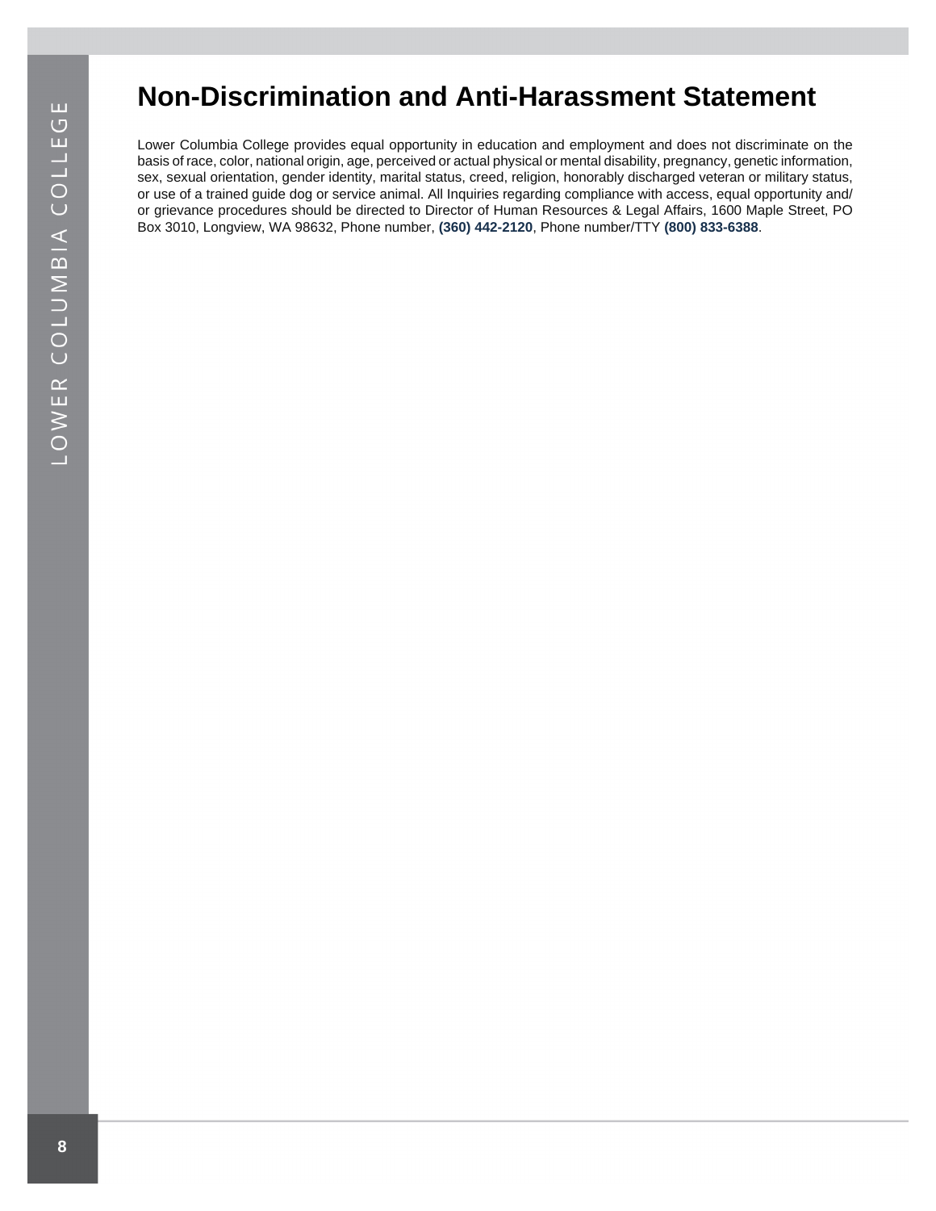# Non-Discrimination and Anti-Harassment Statement

Lower Columbia College provides equal opportunity in education and employment and does not discriminate on the basis of race, color, national origin, age, perceived or actual physical or mental disability, pregnancy, genetic information, sex, sexual orientation, gender identity, marital status, creed, religion, honorably discharged veteran or military status, or use of a trained guide dog or service animal. All Inquiries regarding compliance with access, equal opportunity and/or grievance procedures should be directed to Director of Human Resources & Legal Affairs, 1600 Maple Street, PO Box 3010, Longview, WA 98632, Phone number, **(360) 442-2120**, Phone number/TTY **(800) 833-6388**.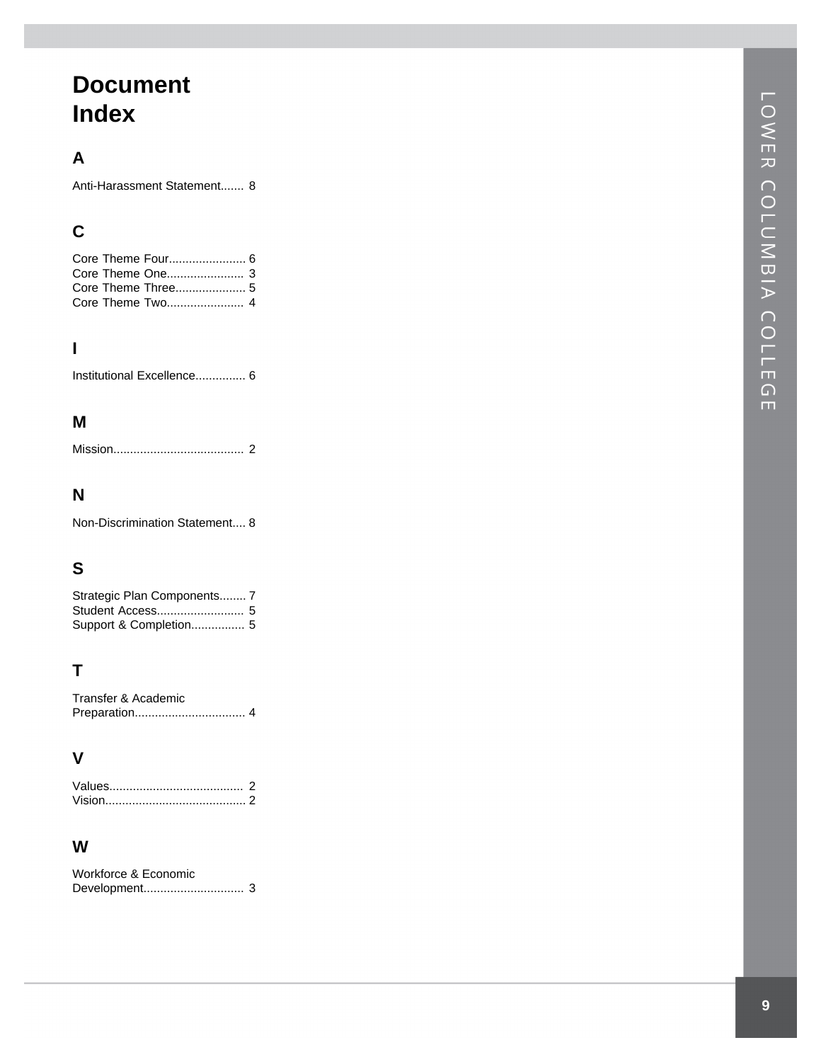# Document Index

## A

Anti-Harassment Statement....... 8

## C

Core Theme Four....................... 6
Core Theme One....................... 3
Core Theme Three..................... 5
Core Theme Two....................... 4

## I

Institutional Excellence............... 6

## M

Mission....................................... 2

## N

Non-Discrimination Statement.... 8

## S

Strategic Plan Components........ 7
Student Access.......................... 5
Support & Completion................ 5

## T

Transfer & Academic Preparation................................. 4

## V

Values........................................ 2
Vision......................................... 2

## W

Workforce & Economic Development............................. 3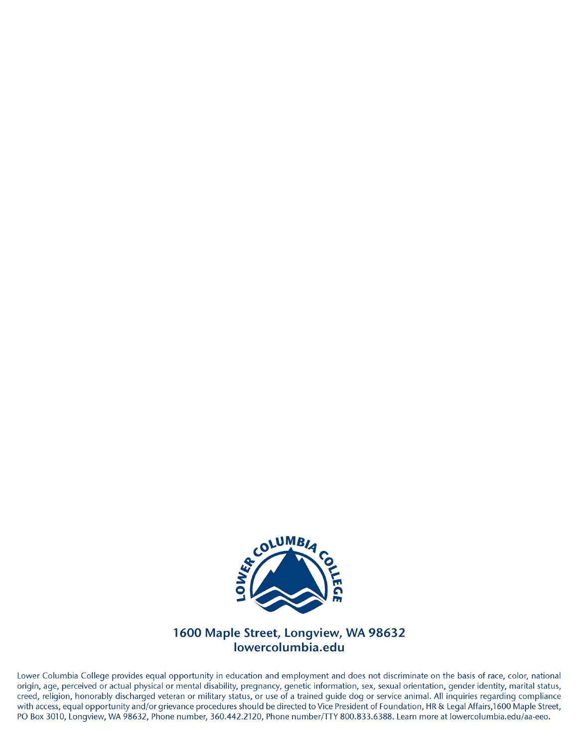**1600 Maple Street, Longview, WA 98632**
**lowercolumbia.edu**

Lower Columbia College provides equal opportunity in education and employment and does not discriminate on the basis of race, color, national origin, age, perceived or actual physical or mental disability, pregnancy, genetic information, sex, sexual orientation, gender identity, marital status, creed, religion, honorably discharged veteran or military status, or use of a trained guide dog or service animal. All inquiries regarding compliance with access, equal opportunity and/or grievance procedures should be directed to Vice President of Foundation, HR & Legal Affairs,1600 Maple Street, PO Box 3010, Longview, WA 98632, Phone number, 360.442.2120, Phone number/TTY 800.833.6388. Learn more at lowercolumbia.edu/aa-eeo.